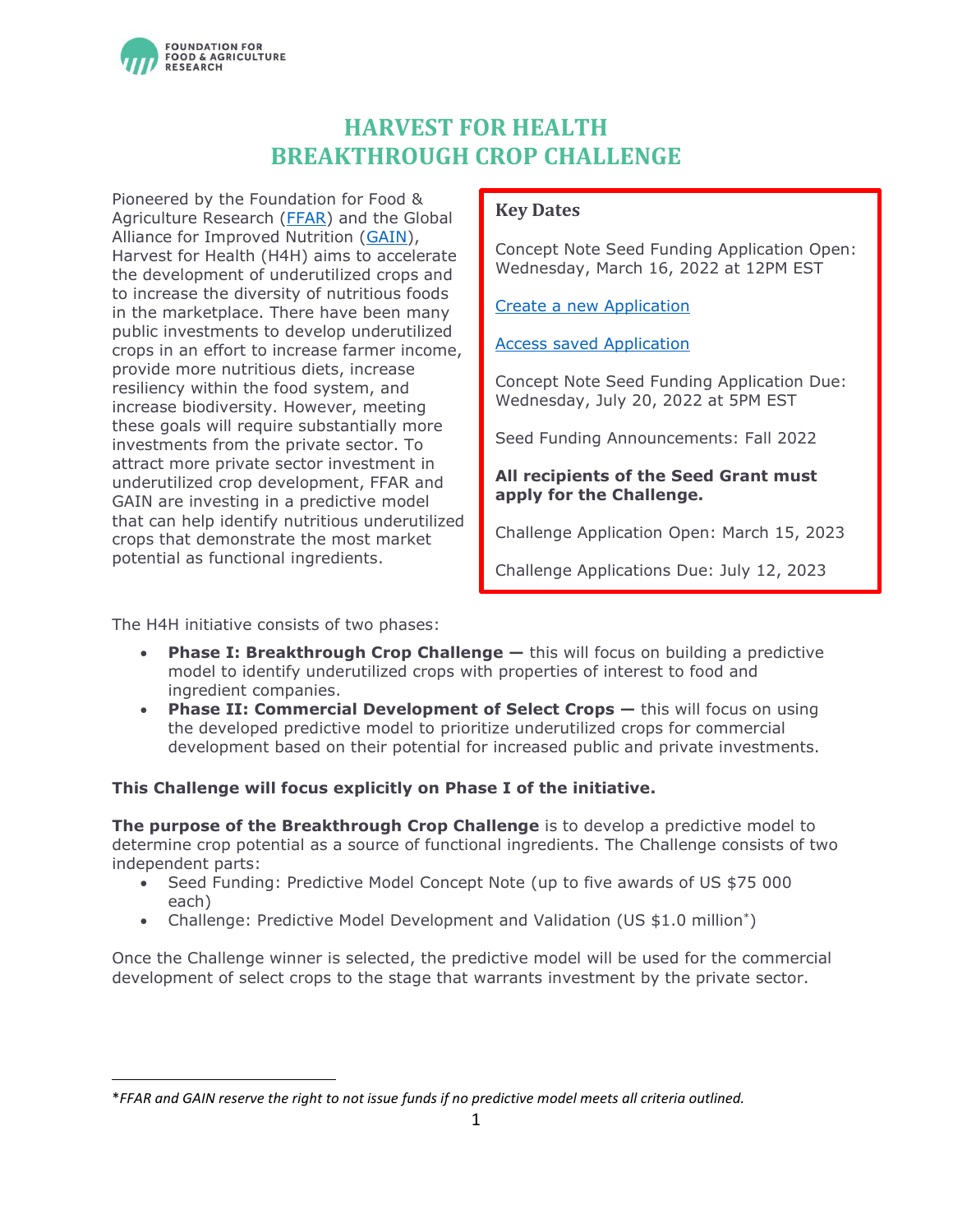# HARVEST FOR HEALTH BREAKTHROUGH CROP CHALLENGE

Pioneered by the Foundation for Food & Agriculture Research (FFAR) and the Global Alliance for Improved Nutrition (GAIN), Harvest for Health (H4H) aims to accelerate the development of underutilized crops and to increase the diversity of nutritious foods in the marketplace. There have been many public investments to develop underutilized crops in an effort to increase farmer income, provide more nutritious diets, increase resiliency within the food system, and increase biodiversity. However, meeting these goals will require substantially more investments from the private sector. To attract more private sector investment in underutilized crop development, FFAR and GAIN are investing in a predictive model that can help identify nutritious underutilized crops that demonstrate the most market potential as functional ingredients.

### Key Dates

Concept Note Seed Funding Application Open: Wednesday, March 16, 2022 at 12PM EST

Create a new Application

Access saved Application

Concept Note Seed Funding Application Due: Wednesday, July 20, 2022 at 5PM EST

Seed Funding Announcements: Fall 2022

**All recipients of the Seed Grant must apply for the Challenge.**

Challenge Application Open: March 15, 2023

Challenge Applications Due: July 12, 2023

The H4H initiative consists of two phases:

- **Phase I: Breakthrough Crop Challenge —** this will focus on building a predictive model to identify underutilized crops with properties of interest to food and ingredient companies.
- **Phase II: Commercial Development of Select Crops —** this will focus on using the developed predictive model to prioritize underutilized crops for commercial development based on their potential for increased public and private investments.

**This Challenge will focus explicitly on Phase I of the initiative.**

**The purpose of the Breakthrough Crop Challenge** is to develop a predictive model to determine crop potential as a source of functional ingredients. The Challenge consists of two independent parts:

- Seed Funding: Predictive Model Concept Note (up to five awards of US $75 000 each)
- Challenge: Predictive Model Development and Validation (US $1.0 million*)

Once the Challenge winner is selected, the predictive model will be used for the commercial development of select crops to the stage that warrants investment by the private sector.

*\*FFAR and GAIN reserve the right to not issue funds if no predictive model meets all criteria outlined.*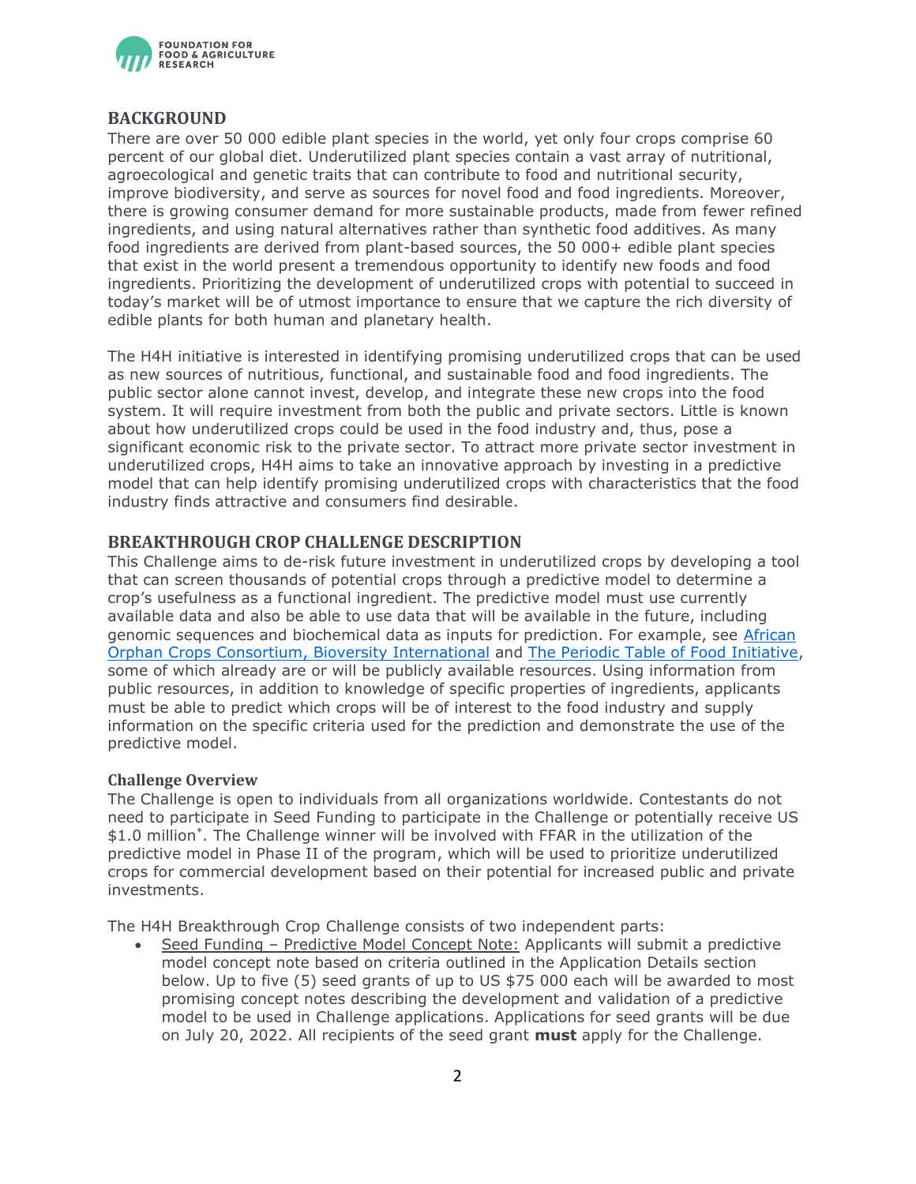## BACKGROUND

There are over 50 000 edible plant species in the world, yet only four crops comprise 60 percent of our global diet. Underutilized plant species contain a vast array of nutritional, agroecological and genetic traits that can contribute to food and nutritional security, improve biodiversity, and serve as sources for novel food and food ingredients. Moreover, there is growing consumer demand for more sustainable products, made from fewer refined ingredients, and using natural alternatives rather than synthetic food additives. As many food ingredients are derived from plant-based sources, the 50 000+ edible plant species that exist in the world present a tremendous opportunity to identify new foods and food ingredients. Prioritizing the development of underutilized crops with potential to succeed in today's market will be of utmost importance to ensure that we capture the rich diversity of edible plants for both human and planetary health.

The H4H initiative is interested in identifying promising underutilized crops that can be used as new sources of nutritious, functional, and sustainable food and food ingredients. The public sector alone cannot invest, develop, and integrate these new crops into the food system. It will require investment from both the public and private sectors. Little is known about how underutilized crops could be used in the food industry and, thus, pose a significant economic risk to the private sector. To attract more private sector investment in underutilized crops, H4H aims to take an innovative approach by investing in a predictive model that can help identify promising underutilized crops with characteristics that the food industry finds attractive and consumers find desirable.

## BREAKTHROUGH CROP CHALLENGE DESCRIPTION

This Challenge aims to de-risk future investment in underutilized crops by developing a tool that can screen thousands of potential crops through a predictive model to determine a crop's usefulness as a functional ingredient. The predictive model must use currently available data and also be able to use data that will be available in the future, including genomic sequences and biochemical data as inputs for prediction. For example, see African Orphan Crops Consortium, Bioversity International and The Periodic Table of Food Initiative, some of which already are or will be publicly available resources. Using information from public resources, in addition to knowledge of specific properties of ingredients, applicants must be able to predict which crops will be of interest to the food industry and supply information on the specific criteria used for the prediction and demonstrate the use of the predictive model.

### Challenge Overview

The Challenge is open to individuals from all organizations worldwide. Contestants do not need to participate in Seed Funding to participate in the Challenge or potentially receive US $1.0 million*. The Challenge winner will be involved with FFAR in the utilization of the predictive model in Phase II of the program, which will be used to prioritize underutilized crops for commercial development based on their potential for increased public and private investments.

The H4H Breakthrough Crop Challenge consists of two independent parts:

- Seed Funding – Predictive Model Concept Note: Applicants will submit a predictive model concept note based on criteria outlined in the Application Details section below. Up to five (5) seed grants of up to US $75 000 each will be awarded to most promising concept notes describing the development and validation of a predictive model to be used in Challenge applications. Applications for seed grants will be due on July 20, 2022. All recipients of the seed grant **must** apply for the Challenge.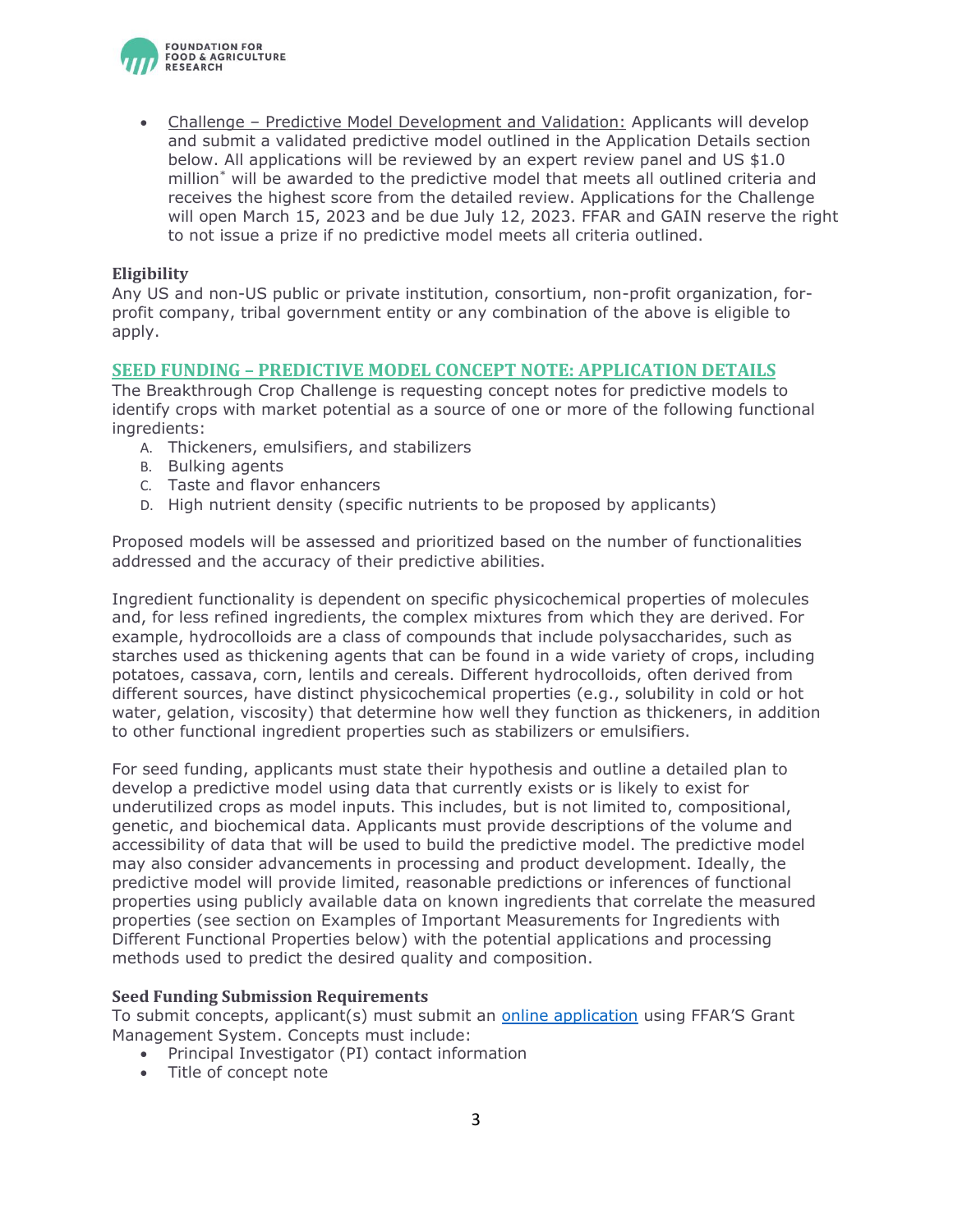- Challenge – Predictive Model Development and Validation: Applicants will develop and submit a validated predictive model outlined in the Application Details section below. All applications will be reviewed by an expert review panel and US $1.0 million* will be awarded to the predictive model that meets all outlined criteria and receives the highest score from the detailed review. Applications for the Challenge will open March 15, 2023 and be due July 12, 2023. FFAR and GAIN reserve the right to not issue a prize if no predictive model meets all criteria outlined.

### Eligibility

Any US and non-US public or private institution, consortium, non-profit organization, for-profit company, tribal government entity or any combination of the above is eligible to apply.

## SEED FUNDING – PREDICTIVE MODEL CONCEPT NOTE: APPLICATION DETAILS

The Breakthrough Crop Challenge is requesting concept notes for predictive models to identify crops with market potential as a source of one or more of the following functional ingredients:

A. Thickeners, emulsifiers, and stabilizers
B. Bulking agents
C. Taste and flavor enhancers
D. High nutrient density (specific nutrients to be proposed by applicants)

Proposed models will be assessed and prioritized based on the number of functionalities addressed and the accuracy of their predictive abilities.

Ingredient functionality is dependent on specific physicochemical properties of molecules and, for less refined ingredients, the complex mixtures from which they are derived. For example, hydrocolloids are a class of compounds that include polysaccharides, such as starches used as thickening agents that can be found in a wide variety of crops, including potatoes, cassava, corn, lentils and cereals. Different hydrocolloids, often derived from different sources, have distinct physicochemical properties (e.g., solubility in cold or hot water, gelation, viscosity) that determine how well they function as thickeners, in addition to other functional ingredient properties such as stabilizers or emulsifiers.

For seed funding, applicants must state their hypothesis and outline a detailed plan to develop a predictive model using data that currently exists or is likely to exist for underutilized crops as model inputs. This includes, but is not limited to, compositional, genetic, and biochemical data. Applicants must provide descriptions of the volume and accessibility of data that will be used to build the predictive model. The predictive model may also consider advancements in processing and product development. Ideally, the predictive model will provide limited, reasonable predictions or inferences of functional properties using publicly available data on known ingredients that correlate the measured properties (see section on Examples of Important Measurements for Ingredients with Different Functional Properties below) with the potential applications and processing methods used to predict the desired quality and composition.

### Seed Funding Submission Requirements

To submit concepts, applicant(s) must submit an online application using FFAR'S Grant Management System. Concepts must include:

- Principal Investigator (PI) contact information
- Title of concept note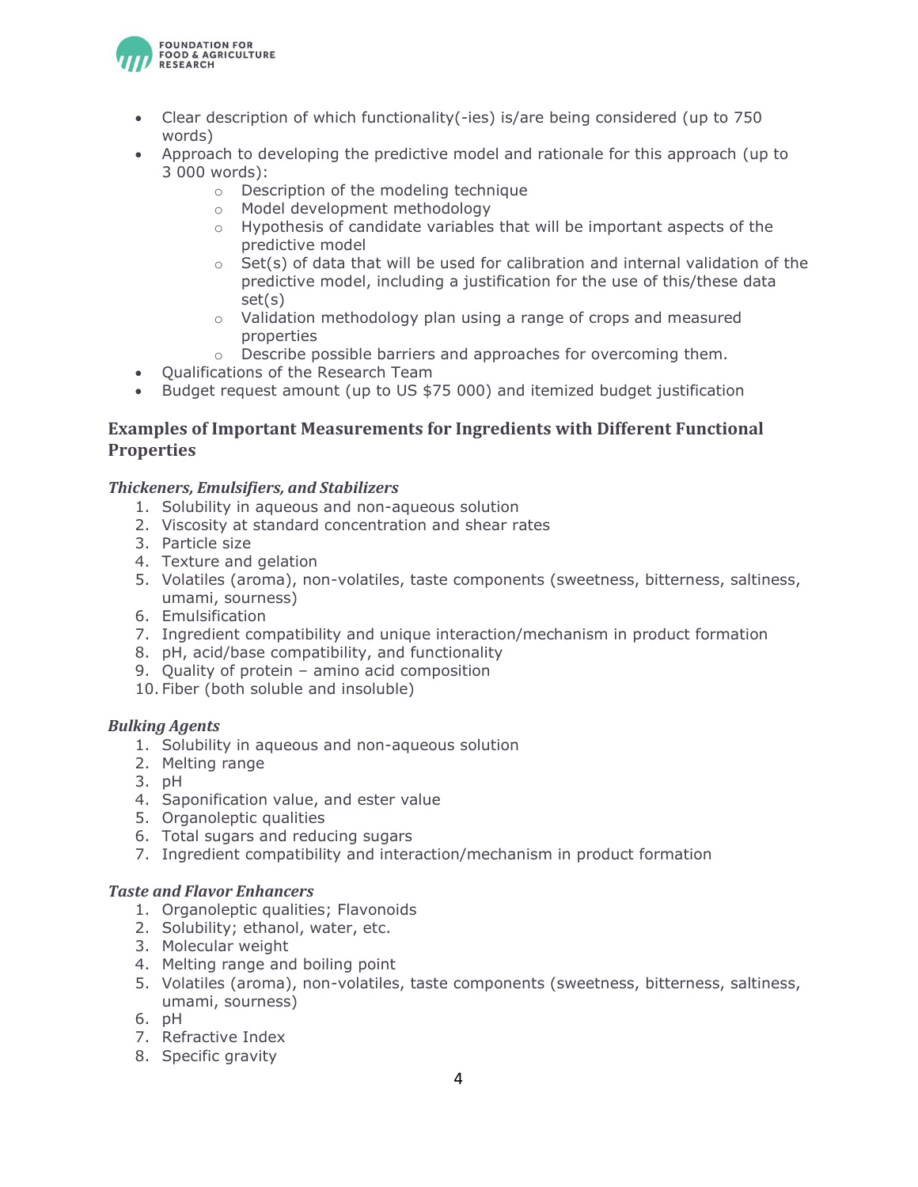- Clear description of which functionality(-ies) is/are being considered (up to 750 words)
- Approach to developing the predictive model and rationale for this approach (up to 3 000 words):
    - Description of the modeling technique
    - Model development methodology
    - Hypothesis of candidate variables that will be important aspects of the predictive model
    - Set(s) of data that will be used for calibration and internal validation of the predictive model, including a justification for the use of this/these data set(s)
    - Validation methodology plan using a range of crops and measured properties
    - Describe possible barriers and approaches for overcoming them.
- Qualifications of the Research Team
- Budget request amount (up to US $75 000) and itemized budget justification

## Examples of Important Measurements for Ingredients with Different Functional Properties

### *Thickeners, Emulsifiers, and Stabilizers*

1. Solubility in aqueous and non-aqueous solution
2. Viscosity at standard concentration and shear rates
3. Particle size
4. Texture and gelation
5. Volatiles (aroma), non-volatiles, taste components (sweetness, bitterness, saltiness, umami, sourness)
6. Emulsification
7. Ingredient compatibility and unique interaction/mechanism in product formation
8. pH, acid/base compatibility, and functionality
9. Quality of protein – amino acid composition
10. Fiber (both soluble and insoluble)

### *Bulking Agents*

1. Solubility in aqueous and non-aqueous solution
2. Melting range
3. pH
4. Saponification value, and ester value
5. Organoleptic qualities
6. Total sugars and reducing sugars
7. Ingredient compatibility and interaction/mechanism in product formation

### *Taste and Flavor Enhancers*

1. Organoleptic qualities; Flavonoids
2. Solubility; ethanol, water, etc.
3. Molecular weight
4. Melting range and boiling point
5. Volatiles (aroma), non-volatiles, taste components (sweetness, bitterness, saltiness, umami, sourness)
6. pH
7. Refractive Index
8. Specific gravity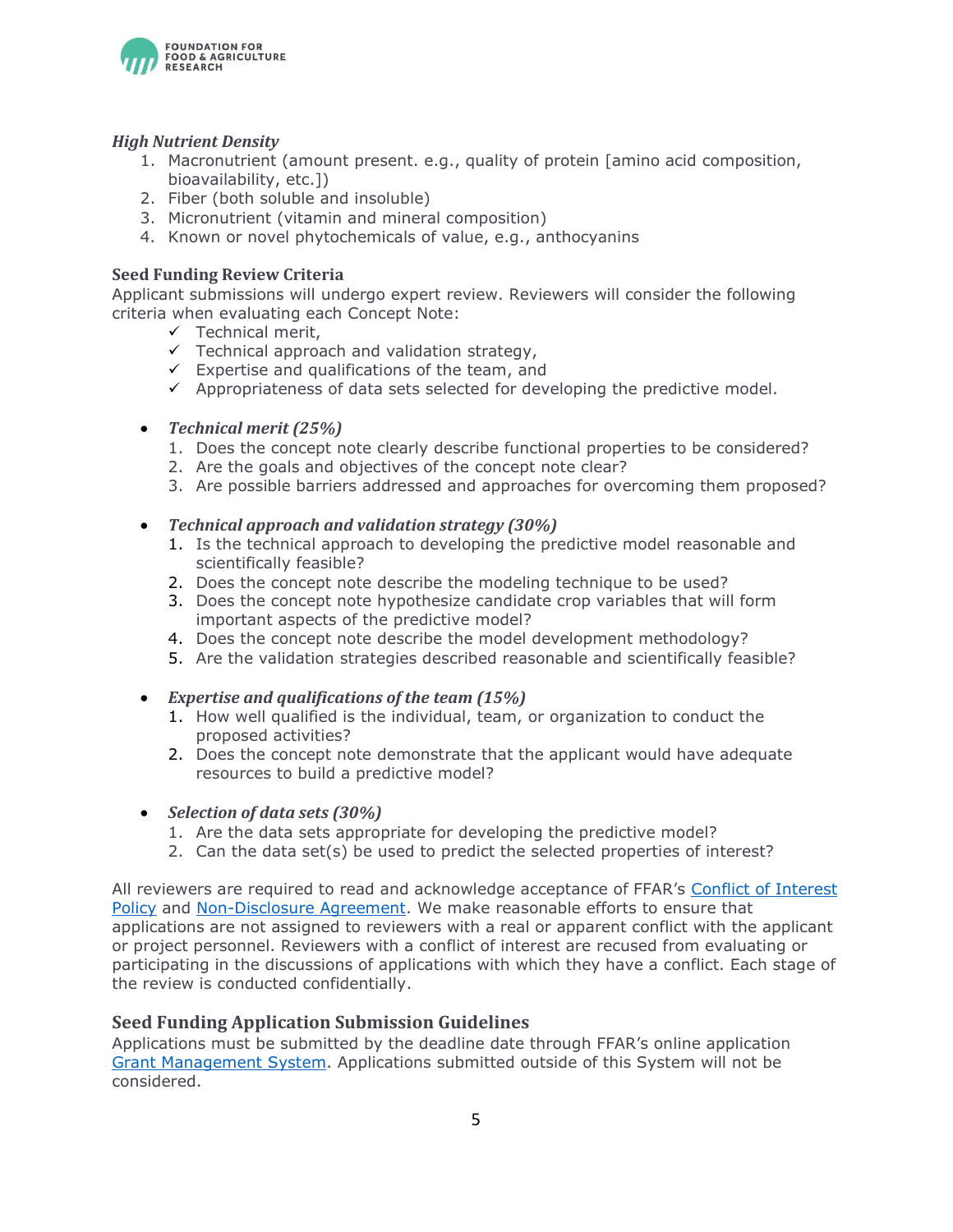*High Nutrient Density*

1. Macronutrient (amount present. e.g., quality of protein [amino acid composition, bioavailability, etc.])
2. Fiber (both soluble and insoluble)
3. Micronutrient (vitamin and mineral composition)
4. Known or novel phytochemicals of value, e.g., anthocyanins

**Seed Funding Review Criteria**

Applicant submissions will undergo expert review. Reviewers will consider the following criteria when evaluating each Concept Note:

- ✓ Technical merit,
- ✓ Technical approach and validation strategy,
- ✓ Expertise and qualifications of the team, and
- ✓ Appropriateness of data sets selected for developing the predictive model.

- ***Technical merit (25%)***
  1. Does the concept note clearly describe functional properties to be considered?
  2. Are the goals and objectives of the concept note clear?
  3. Are possible barriers addressed and approaches for overcoming them proposed?

- ***Technical approach and validation strategy (30%)***
  1. Is the technical approach to developing the predictive model reasonable and scientifically feasible?
  2. Does the concept note describe the modeling technique to be used?
  3. Does the concept note hypothesize candidate crop variables that will form important aspects of the predictive model?
  4. Does the concept note describe the model development methodology?
  5. Are the validation strategies described reasonable and scientifically feasible?

- ***Expertise and qualifications of the team (15%)***
  1. How well qualified is the individual, team, or organization to conduct the proposed activities?
  2. Does the concept note demonstrate that the applicant would have adequate resources to build a predictive model?

- ***Selection of data sets (30%)***
  1. Are the data sets appropriate for developing the predictive model?
  2. Can the data set(s) be used to predict the selected properties of interest?

All reviewers are required to read and acknowledge acceptance of FFAR's Conflict of Interest Policy and Non-Disclosure Agreement. We make reasonable efforts to ensure that applications are not assigned to reviewers with a real or apparent conflict with the applicant or project personnel. Reviewers with a conflict of interest are recused from evaluating or participating in the discussions of applications with which they have a conflict. Each stage of the review is conducted confidentially.

## Seed Funding Application Submission Guidelines

Applications must be submitted by the deadline date through FFAR's online application Grant Management System. Applications submitted outside of this System will not be considered.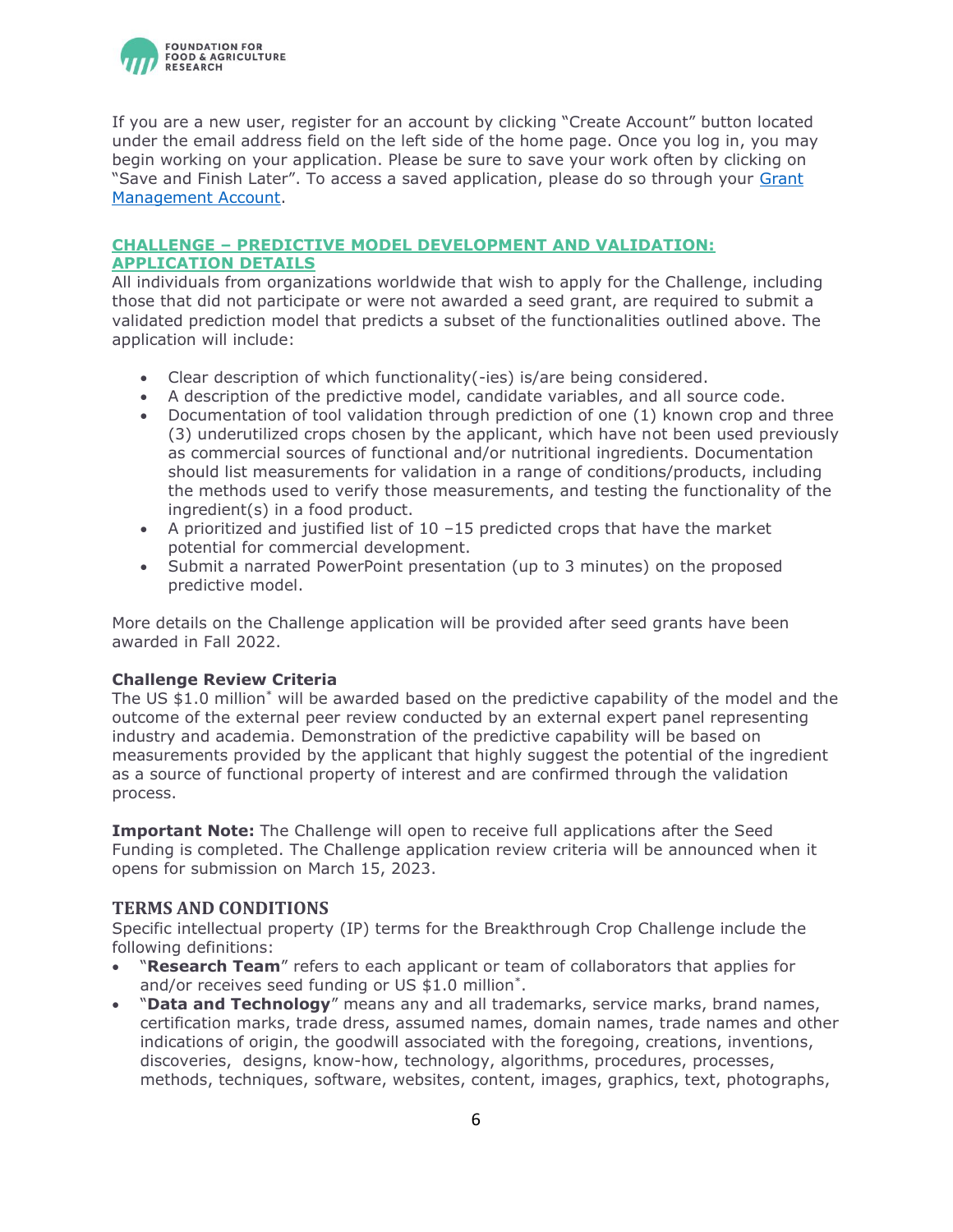If you are a new user, register for an account by clicking "Create Account" button located under the email address field on the left side of the home page. Once you log in, you may begin working on your application. Please be sure to save your work often by clicking on "Save and Finish Later". To access a saved application, please do so through your [Grant Management Account](#).

## CHALLENGE – PREDICTIVE MODEL DEVELOPMENT AND VALIDATION: APPLICATION DETAILS

All individuals from organizations worldwide that wish to apply for the Challenge, including those that did not participate or were not awarded a seed grant, are required to submit a validated prediction model that predicts a subset of the functionalities outlined above. The application will include:

- Clear description of which functionality(-ies) is/are being considered.
- A description of the predictive model, candidate variables, and all source code.
- Documentation of tool validation through prediction of one (1) known crop and three (3) underutilized crops chosen by the applicant, which have not been used previously as commercial sources of functional and/or nutritional ingredients. Documentation should list measurements for validation in a range of conditions/products, including the methods used to verify those measurements, and testing the functionality of the ingredient(s) in a food product.
- A prioritized and justified list of 10 –15 predicted crops that have the market potential for commercial development.
- Submit a narrated PowerPoint presentation (up to 3 minutes) on the proposed predictive model.

More details on the Challenge application will be provided after seed grants have been awarded in Fall 2022.

**Challenge Review Criteria**

The US $1.0 million* will be awarded based on the predictive capability of the model and the outcome of the external peer review conducted by an external expert panel representing industry and academia. Demonstration of the predictive capability will be based on measurements provided by the applicant that highly suggest the potential of the ingredient as a source of functional property of interest and are confirmed through the validation process.

**Important Note:** The Challenge will open to receive full applications after the Seed Funding is completed. The Challenge application review criteria will be announced when it opens for submission on March 15, 2023.

## TERMS AND CONDITIONS

Specific intellectual property (IP) terms for the Breakthrough Crop Challenge include the following definitions:

- "**Research Team**" refers to each applicant or team of collaborators that applies for and/or receives seed funding or US $1.0 million*.
- "**Data and Technology**" means any and all trademarks, service marks, brand names, certification marks, trade dress, assumed names, domain names, trade names and other indications of origin, the goodwill associated with the foregoing, creations, inventions, discoveries, designs, know-how, technology, algorithms, procedures, processes, methods, techniques, software, websites, content, images, graphics, text, photographs,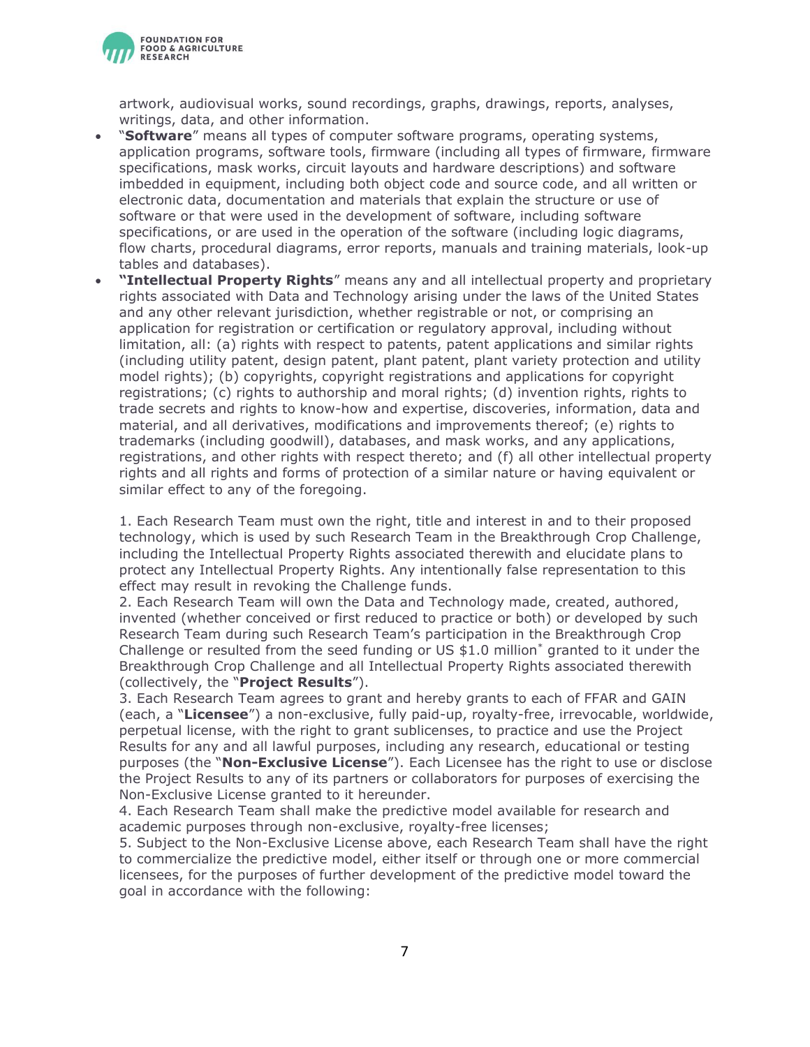artwork, audiovisual works, sound recordings, graphs, drawings, reports, analyses, writings, data, and other information.

- "**Software**" means all types of computer software programs, operating systems, application programs, software tools, firmware (including all types of firmware, firmware specifications, mask works, circuit layouts and hardware descriptions) and software imbedded in equipment, including both object code and source code, and all written or electronic data, documentation and materials that explain the structure or use of software or that were used in the development of software, including software specifications, or are used in the operation of the software (including logic diagrams, flow charts, procedural diagrams, error reports, manuals and training materials, look-up tables and databases).
- **"Intellectual Property Rights**" means any and all intellectual property and proprietary rights associated with Data and Technology arising under the laws of the United States and any other relevant jurisdiction, whether registrable or not, or comprising an application for registration or certification or regulatory approval, including without limitation, all: (a) rights with respect to patents, patent applications and similar rights (including utility patent, design patent, plant patent, plant variety protection and utility model rights); (b) copyrights, copyright registrations and applications for copyright registrations; (c) rights to authorship and moral rights; (d) invention rights, rights to trade secrets and rights to know-how and expertise, discoveries, information, data and material, and all derivatives, modifications and improvements thereof; (e) rights to trademarks (including goodwill), databases, and mask works, and any applications, registrations, and other rights with respect thereto; and (f) all other intellectual property rights and all rights and forms of protection of a similar nature or having equivalent or similar effect to any of the foregoing.

1. Each Research Team must own the right, title and interest in and to their proposed technology, which is used by such Research Team in the Breakthrough Crop Challenge, including the Intellectual Property Rights associated therewith and elucidate plans to protect any Intellectual Property Rights. Any intentionally false representation to this effect may result in revoking the Challenge funds.
2. Each Research Team will own the Data and Technology made, created, authored, invented (whether conceived or first reduced to practice or both) or developed by such Research Team during such Research Team's participation in the Breakthrough Crop Challenge or resulted from the seed funding or US $1.0 million* granted to it under the Breakthrough Crop Challenge and all Intellectual Property Rights associated therewith (collectively, the "**Project Results**").
3. Each Research Team agrees to grant and hereby grants to each of FFAR and GAIN (each, a "**Licensee**") a non-exclusive, fully paid-up, royalty-free, irrevocable, worldwide, perpetual license, with the right to grant sublicenses, to practice and use the Project Results for any and all lawful purposes, including any research, educational or testing purposes (the "**Non-Exclusive License**"). Each Licensee has the right to use or disclose the Project Results to any of its partners or collaborators for purposes of exercising the Non-Exclusive License granted to it hereunder.
4. Each Research Team shall make the predictive model available for research and academic purposes through non-exclusive, royalty-free licenses;
5. Subject to the Non-Exclusive License above, each Research Team shall have the right to commercialize the predictive model, either itself or through one or more commercial licensees, for the purposes of further development of the predictive model toward the goal in accordance with the following: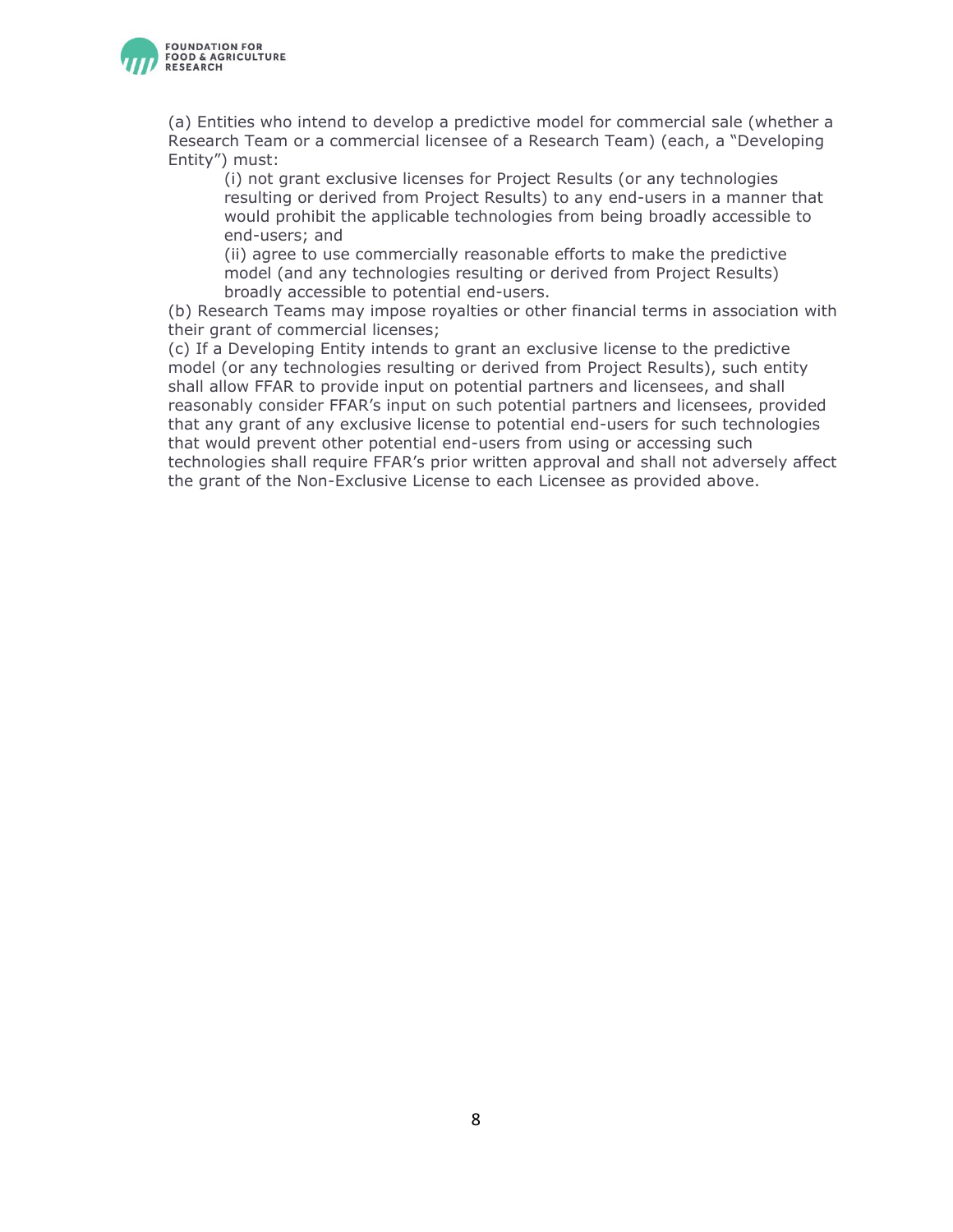(a) Entities who intend to develop a predictive model for commercial sale (whether a Research Team or a commercial licensee of a Research Team) (each, a "Developing Entity") must:

> (i) not grant exclusive licenses for Project Results (or any technologies resulting or derived from Project Results) to any end-users in a manner that would prohibit the applicable technologies from being broadly accessible to end-users; and
>
> (ii) agree to use commercially reasonable efforts to make the predictive model (and any technologies resulting or derived from Project Results) broadly accessible to potential end-users.

(b) Research Teams may impose royalties or other financial terms in association with their grant of commercial licenses;

(c) If a Developing Entity intends to grant an exclusive license to the predictive model (or any technologies resulting or derived from Project Results), such entity shall allow FFAR to provide input on potential partners and licensees, and shall reasonably consider FFAR's input on such potential partners and licensees, provided that any grant of any exclusive license to potential end-users for such technologies that would prevent other potential end-users from using or accessing such technologies shall require FFAR's prior written approval and shall not adversely affect the grant of the Non-Exclusive License to each Licensee as provided above.